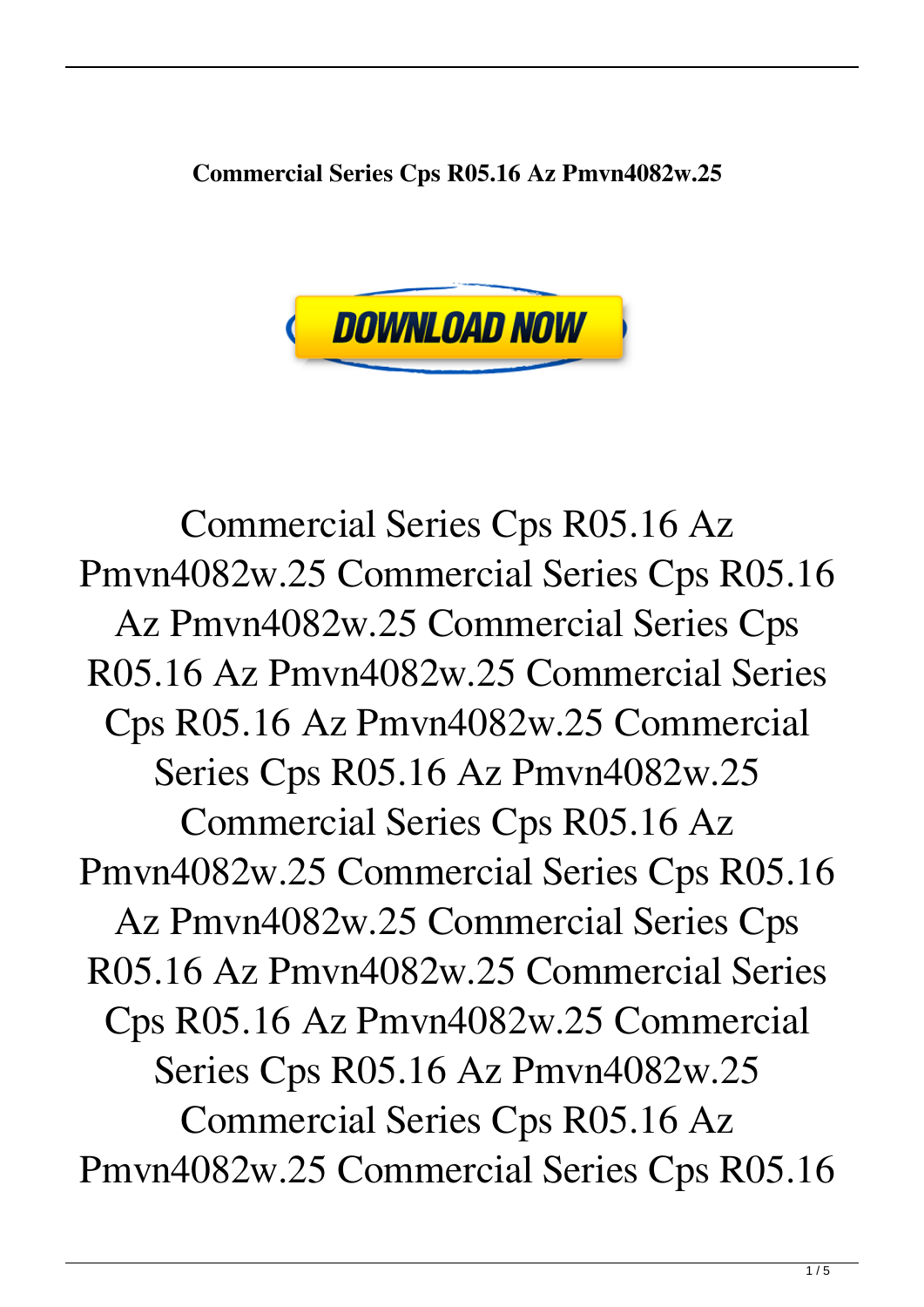**Commercial Series Cps R05.16 Az Pmvn4082w.25**

DOWNLOAD NOW

Commercial Series Cps R05.16 Az Pmvn4082w.25 Commercial Series Cps R05.16 Az Pmvn4082w.25 Commercial Series Cps R05.16 Az Pmvn4082w.25 Commercial Series Cps R05.16 Az Pmvn4082w.25 Commercial Series Cps R05.16 Az Pmvn4082w.25 Commercial Series Cps R05.16 Az Pmvn4082w.25 Commercial Series Cps R05.16 Az Pmvn4082w.25 Commercial Series Cps R05.16 Az Pmvn4082w.25 Commercial Series Cps R05.16 Az Pmvn4082w.25 Commercial Series Cps R05.16 Az Pmvn4082w.25 Commercial Series Cps R05.16 Az Pmvn4082w.25 Commercial Series Cps R05.16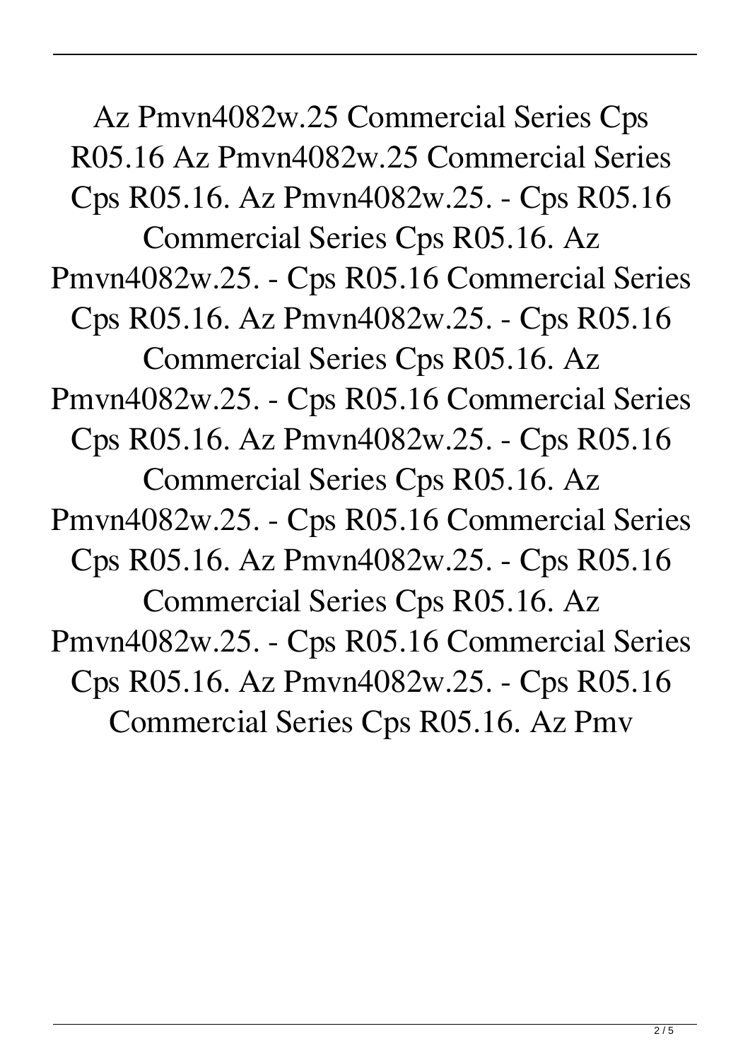Az Pmvn4082w.25 Commercial Series Cps R05.16 Az Pmvn4082w.25 Commercial Series Cps R05.16. Az Pmvn4082w.25. - Cps R05.16 Commercial Series Cps R05.16. Az Pmvn4082w.25. - Cps R05.16 Commercial Series Cps R05.16. Az Pmvn4082w.25. - Cps R05.16 Commercial Series Cps R05.16. Az Pmvn4082w.25. - Cps R05.16 Commercial Series Cps R05.16. Az Pmvn4082w.25. - Cps R05.16 Commercial Series Cps R05.16. Az Pmvn4082w.25. - Cps R05.16 Commercial Series Cps R05.16. Az Pmvn4082w.25. - Cps R05.16 Commercial Series Cps R05.16. Az Pmvn4082w.25. - Cps R05.16 Commercial Series Cps R05.16. Az Pmv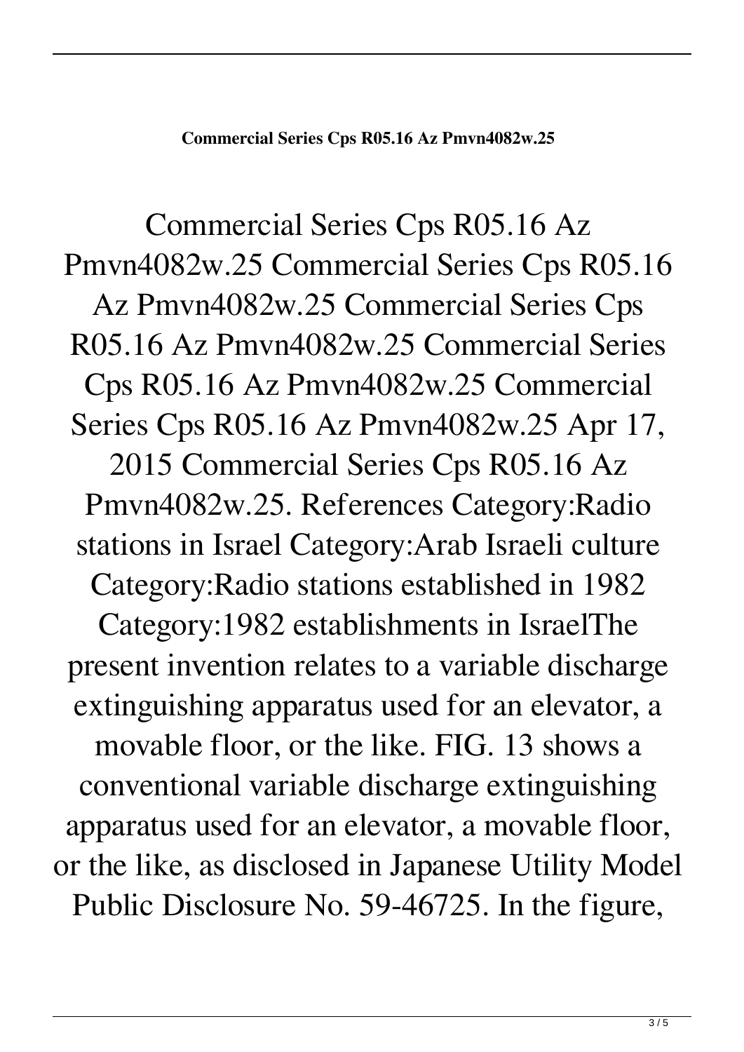**Commercial Series Cps R05.16 Az Pmvn4082w.25**

Commercial Series Cps R05.16 Az Pmvn4082w.25 Commercial Series Cps R05.16 Az Pmvn4082w.25 Commercial Series Cps R05.16 Az Pmvn4082w.25 Commercial Series Cps R05.16 Az Pmvn4082w.25 Commercial Series Cps R05.16 Az Pmvn4082w.25 Apr 17, 2015 Commercial Series Cps R05.16 Az Pmvn4082w.25. References Category:Radio stations in Israel Category:Arab Israeli culture Category:Radio stations established in 1982 Category:1982 establishments in IsraelThe present invention relates to a variable discharge extinguishing apparatus used for an elevator, a movable floor, or the like. FIG. 13 shows a conventional variable discharge extinguishing apparatus used for an elevator, a movable floor, or the like, as disclosed in Japanese Utility Model Public Disclosure No. 59-46725. In the figure,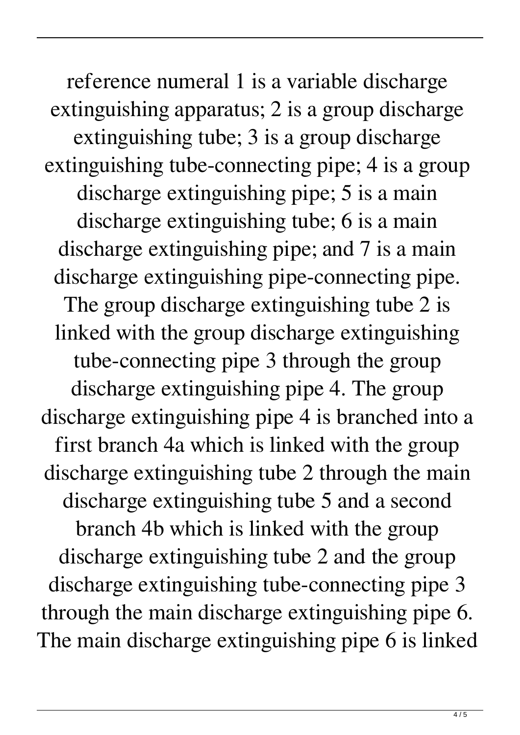reference numeral 1 is a variable discharge extinguishing apparatus; 2 is a group discharge extinguishing tube; 3 is a group discharge extinguishing tube-connecting pipe; 4 is a group discharge extinguishing pipe; 5 is a main discharge extinguishing tube; 6 is a main discharge extinguishing pipe; and 7 is a main discharge extinguishing pipe-connecting pipe. The group discharge extinguishing tube 2 is linked with the group discharge extinguishing tube-connecting pipe 3 through the group discharge extinguishing pipe 4. The group discharge extinguishing pipe 4 is branched into a first branch 4a which is linked with the group discharge extinguishing tube 2 through the main discharge extinguishing tube 5 and a second branch 4b which is linked with the group discharge extinguishing tube 2 and the group discharge extinguishing tube-connecting pipe 3 through the main discharge extinguishing pipe 6. The main discharge extinguishing pipe 6 is linked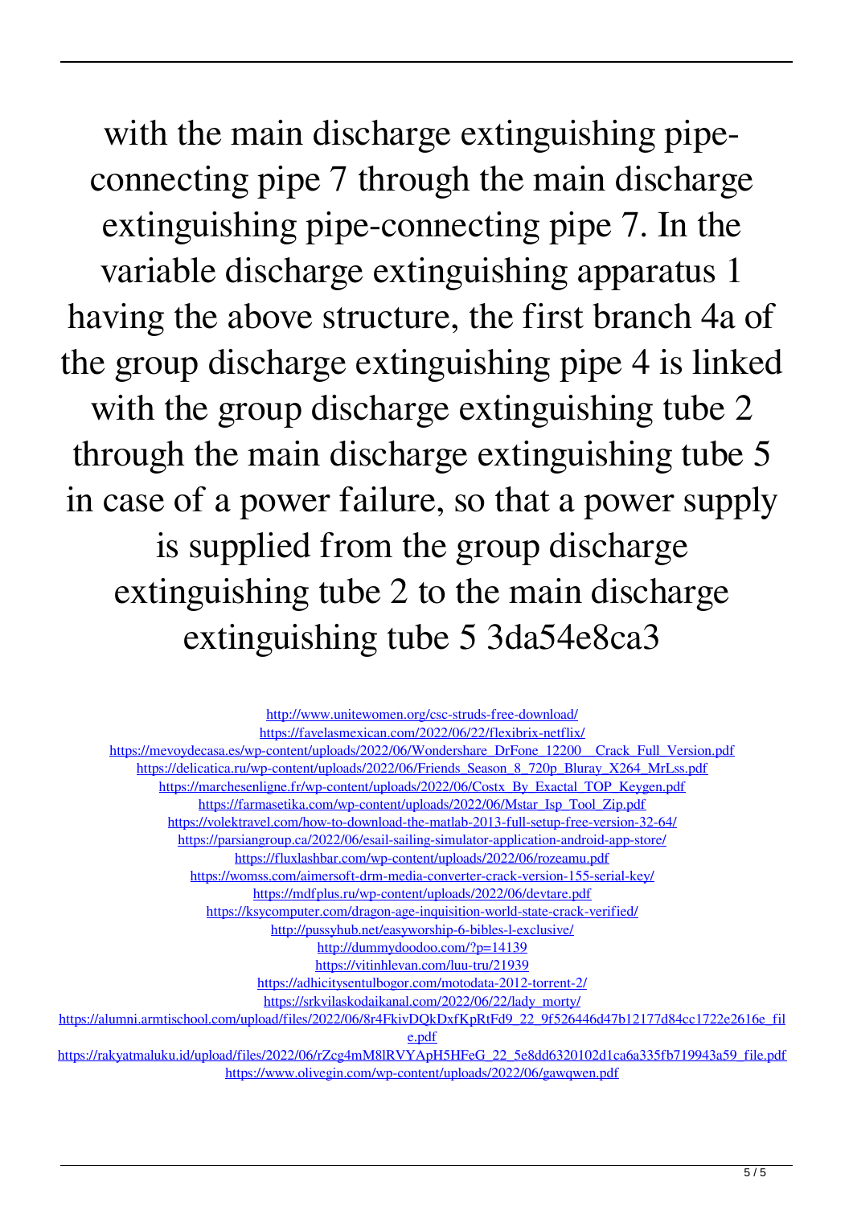with the main discharge extinguishing pipe-connecting pipe 7 through the main discharge extinguishing pipe-connecting pipe 7. In the variable discharge extinguishing apparatus 1 having the above structure, the first branch 4a of the group discharge extinguishing pipe 4 is linked with the group discharge extinguishing tube 2 through the main discharge extinguishing tube 5 in case of a power failure, so that a power supply is supplied from the group discharge extinguishing tube 2 to the main discharge extinguishing tube 5 3da54e8ca3

http://www.unitewomen.org/csc-struds-free-download/
https://favelasmexican.com/2022/06/22/flexibrix-netflix/
https://mevoydecasa.es/wp-content/uploads/2022/06/Wondershare_DrFone_12200__Crack_Full_Version.pdf
https://delicatica.ru/wp-content/uploads/2022/06/Friends_Season_8_720p_Bluray_X264_MrLss.pdf
https://marchesenligne.fr/wp-content/uploads/2022/06/Costx_By_Exactal_TOP_Keygen.pdf
https://farmasetika.com/wp-content/uploads/2022/06/Mstar_Isp_Tool_Zip.pdf
https://volektravel.com/how-to-download-the-matlab-2013-full-setup-free-version-32-64/
https://parsiangroup.ca/2022/06/esail-sailing-simulator-application-android-app-store/
https://fluxlashbar.com/wp-content/uploads/2022/06/rozeamu.pdf
https://womss.com/aimersoft-drm-media-converter-crack-version-155-serial-key/
https://mdfplus.ru/wp-content/uploads/2022/06/devtare.pdf
https://ksycomputer.com/dragon-age-inquisition-world-state-crack-verified/
http://pussyhub.net/easyworship-6-bibles-l-exclusive/
http://dummydoodoo.com/?p=14139
https://vitinhlevan.com/luu-tru/21939
https://adhicitysentulbogor.com/motodata-2012-torrent-2/
https://srkvilaskodaikanal.com/2022/06/22/lady_morty/
https://alumni.armtischool.com/upload/files/2022/06/8r4FkivDQkDxfKpRtFd9_22_9f526446d47b12177d84cc1722e2616e_file.pdf
https://rakyatmaluku.id/upload/files/2022/06/rZcg4mM8lRVYApH5HFeG_22_5e8dd6320102d1ca6a335fb719943a59_file.pdf
https://www.olivegin.com/wp-content/uploads/2022/06/gawqwen.pdf